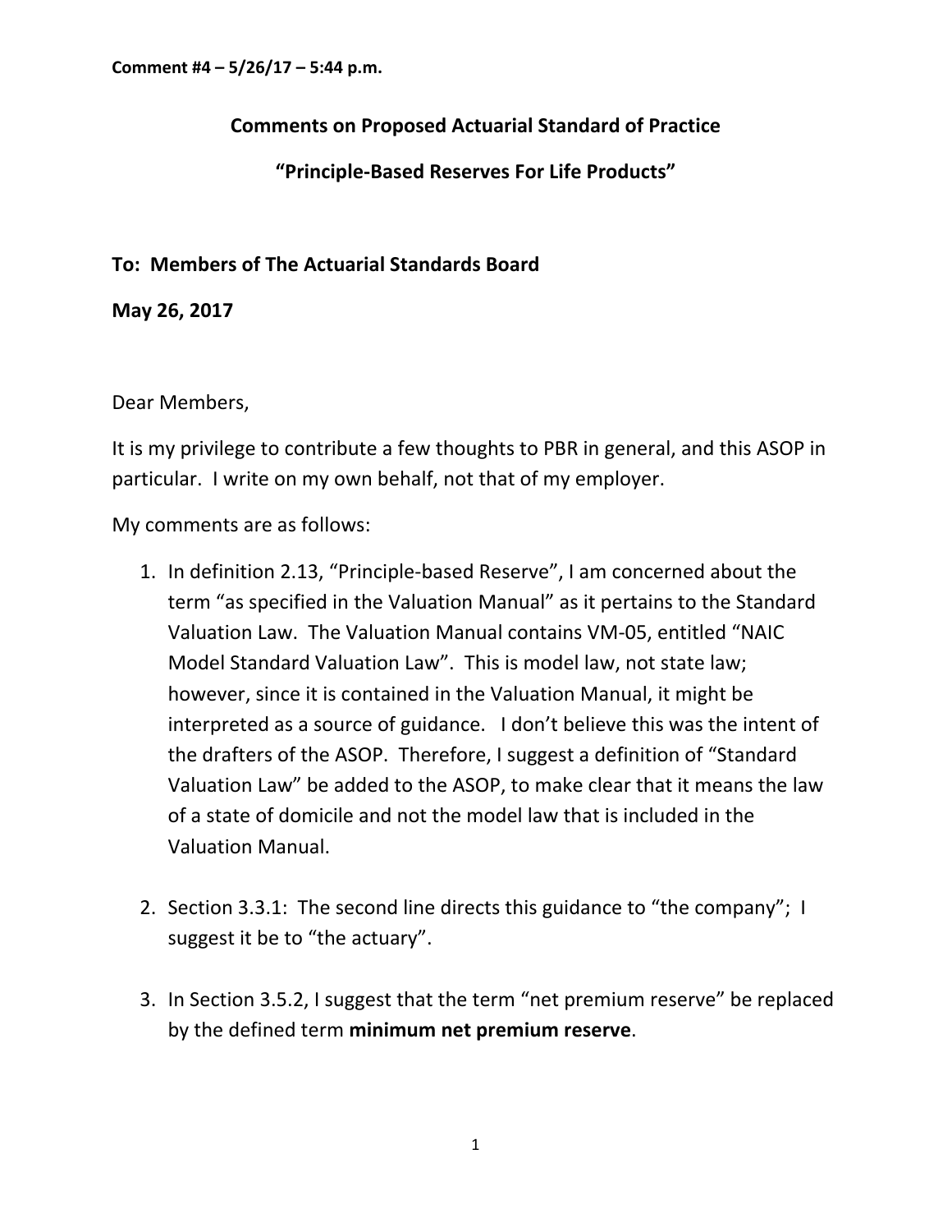**Comment #4 – 5/26/17 – 5:44 p.m.**

## Comments on Proposed Actuarial Standard of Practice

## "Principle-Based Reserves For Life Products"

**To: Members of The Actuarial Standards Board**

**May 26, 2017**

Dear Members,

It is my privilege to contribute a few thoughts to PBR in general, and this ASOP in particular. I write on my own behalf, not that of my employer.

My comments are as follows:

1. In definition 2.13, "Principle-based Reserve", I am concerned about the term "as specified in the Valuation Manual" as it pertains to the Standard Valuation Law. The Valuation Manual contains VM-05, entitled "NAIC Model Standard Valuation Law". This is model law, not state law; however, since it is contained in the Valuation Manual, it might be interpreted as a source of guidance. I don't believe this was the intent of the drafters of the ASOP. Therefore, I suggest a definition of "Standard Valuation Law" be added to the ASOP, to make clear that it means the law of a state of domicile and not the model law that is included in the Valuation Manual.

2. Section 3.3.1: The second line directs this guidance to "the company"; I suggest it be to "the actuary".

3. In Section 3.5.2, I suggest that the term "net premium reserve" be replaced by the defined term **minimum net premium reserve**.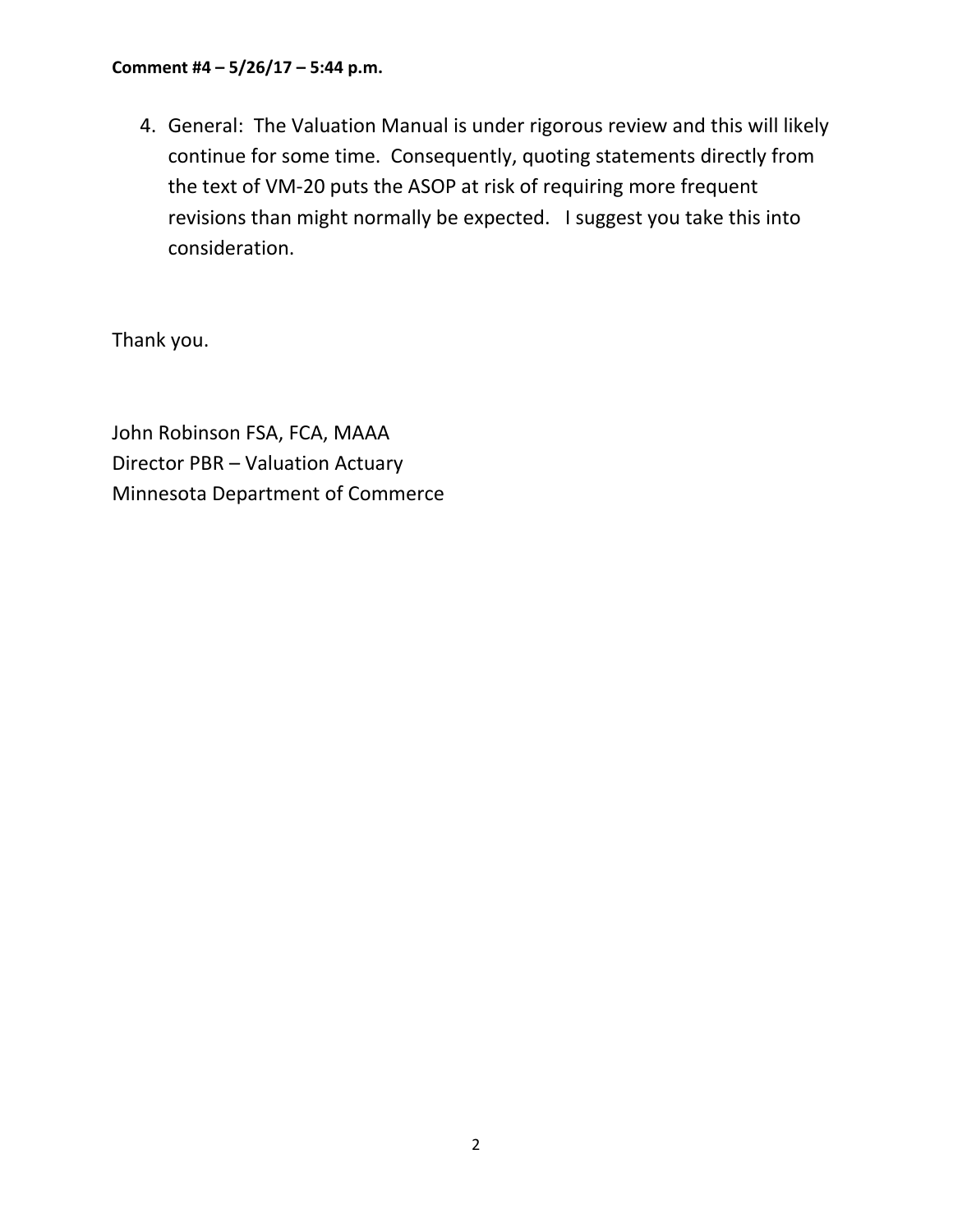**Comment #4 – 5/26/17 – 5:44 p.m.**

4. General: The Valuation Manual is under rigorous review and this will likely continue for some time. Consequently, quoting statements directly from the text of VM-20 puts the ASOP at risk of requiring more frequent revisions than might normally be expected. I suggest you take this into consideration.

Thank you.

John Robinson FSA, FCA, MAAA
Director PBR – Valuation Actuary
Minnesota Department of Commerce